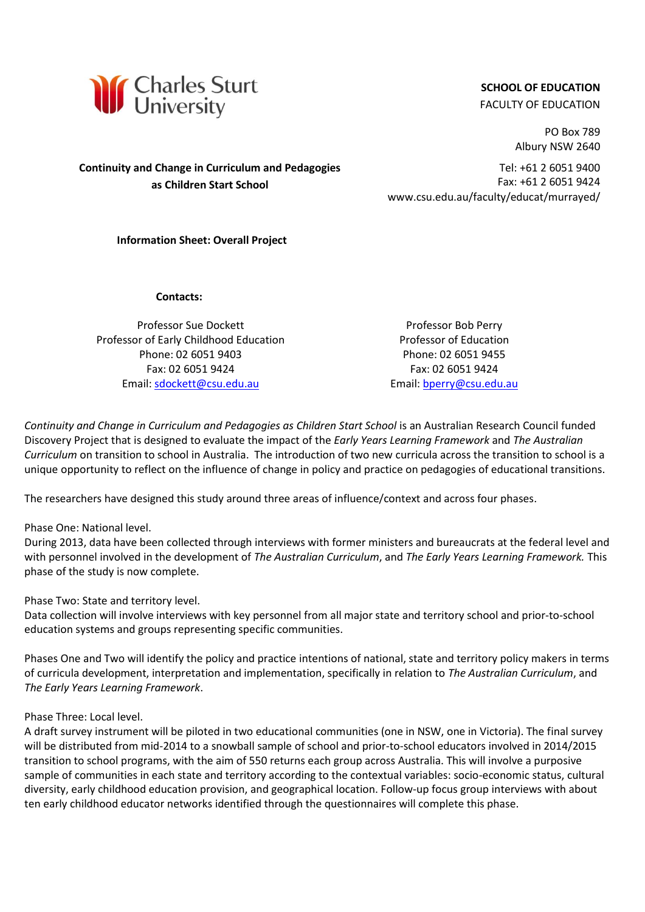Charles Sturt University

**SCHOOL OF EDUCATION**
FACULTY OF EDUCATION

PO Box 789
Albury NSW 2640

Tel: +61 2 6051 9400
Fax: +61 2 6051 9424
www.csu.edu.au/faculty/educat/murrayed/

**Continuity and Change in Curriculum and Pedagogies as Children Start School**

**Information Sheet: Overall Project**

**Contacts:**

Professor Sue Dockett
Professor of Early Childhood Education
Phone: 02 6051 9403
Fax: 02 6051 9424
Email: sdockett@csu.edu.au

Professor Bob Perry
Professor of Education
Phone: 02 6051 9455
Fax: 02 6051 9424
Email: bperry@csu.edu.au

*Continuity and Change in Curriculum and Pedagogies as Children Start School* is an Australian Research Council funded Discovery Project that is designed to evaluate the impact of the *Early Years Learning Framework* and *The Australian Curriculum* on transition to school in Australia. The introduction of two new curricula across the transition to school is a unique opportunity to reflect on the influence of change in policy and practice on pedagogies of educational transitions.

The researchers have designed this study around three areas of influence/context and across four phases.

Phase One: National level.
During 2013, data have been collected through interviews with former ministers and bureaucrats at the federal level and with personnel involved in the development of *The Australian Curriculum*, and *The Early Years Learning Framework.* This phase of the study is now complete.

Phase Two: State and territory level.
Data collection will involve interviews with key personnel from all major state and territory school and prior-to-school education systems and groups representing specific communities.

Phases One and Two will identify the policy and practice intentions of national, state and territory policy makers in terms of curricula development, interpretation and implementation, specifically in relation to *The Australian Curriculum*, and *The Early Years Learning Framework*.

Phase Three: Local level.
A draft survey instrument will be piloted in two educational communities (one in NSW, one in Victoria). The final survey will be distributed from mid-2014 to a snowball sample of school and prior-to-school educators involved in 2014/2015 transition to school programs, with the aim of 550 returns each group across Australia. This will involve a purposive sample of communities in each state and territory according to the contextual variables: socio-economic status, cultural diversity, early childhood education provision, and geographical location. Follow-up focus group interviews with about ten early childhood educator networks identified through the questionnaires will complete this phase.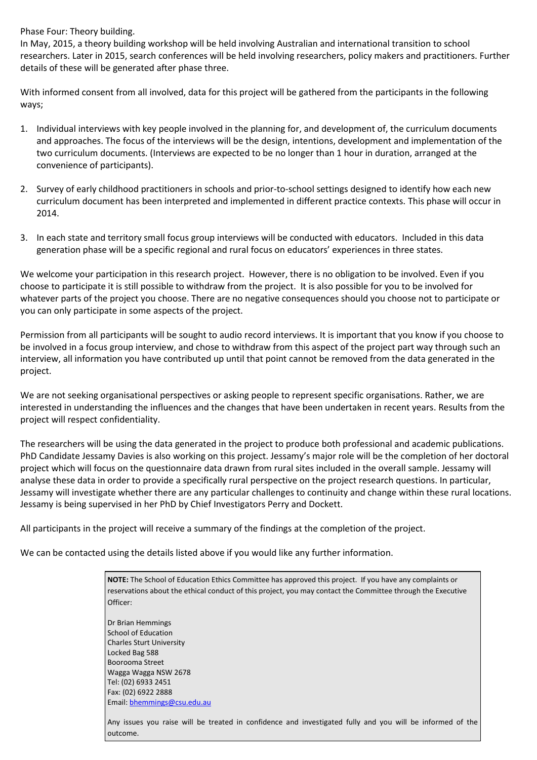Phase Four: Theory building.
In May, 2015, a theory building workshop will be held involving Australian and international transition to school researchers. Later in 2015, search conferences will be held involving researchers, policy makers and practitioners. Further details of these will be generated after phase three.

With informed consent from all involved, data for this project will be gathered from the participants in the following ways;

1. Individual interviews with key people involved in the planning for, and development of, the curriculum documents and approaches. The focus of the interviews will be the design, intentions, development and implementation of the two curriculum documents. (Interviews are expected to be no longer than 1 hour in duration, arranged at the convenience of participants).

2. Survey of early childhood practitioners in schools and prior-to-school settings designed to identify how each new curriculum document has been interpreted and implemented in different practice contexts. This phase will occur in 2014.

3. In each state and territory small focus group interviews will be conducted with educators. Included in this data generation phase will be a specific regional and rural focus on educators' experiences in three states.

We welcome your participation in this research project. However, there is no obligation to be involved. Even if you choose to participate it is still possible to withdraw from the project. It is also possible for you to be involved for whatever parts of the project you choose. There are no negative consequences should you choose not to participate or you can only participate in some aspects of the project.

Permission from all participants will be sought to audio record interviews. It is important that you know if you choose to be involved in a focus group interview, and chose to withdraw from this aspect of the project part way through such an interview, all information you have contributed up until that point cannot be removed from the data generated in the project.

We are not seeking organisational perspectives or asking people to represent specific organisations. Rather, we are interested in understanding the influences and the changes that have been undertaken in recent years. Results from the project will respect confidentiality.

The researchers will be using the data generated in the project to produce both professional and academic publications. PhD Candidate Jessamy Davies is also working on this project. Jessamy's major role will be the completion of her doctoral project which will focus on the questionnaire data drawn from rural sites included in the overall sample. Jessamy will analyse these data in order to provide a specifically rural perspective on the project research questions. In particular, Jessamy will investigate whether there are any particular challenges to continuity and change within these rural locations. Jessamy is being supervised in her PhD by Chief Investigators Perry and Dockett.

All participants in the project will receive a summary of the findings at the completion of the project.

We can be contacted using the details listed above if you would like any further information.

**NOTE:** The School of Education Ethics Committee has approved this project. If you have any complaints or reservations about the ethical conduct of this project, you may contact the Committee through the Executive Officer:

Dr Brian Hemmings
School of Education
Charles Sturt University
Locked Bag 588
Boorooma Street
Wagga Wagga NSW 2678
Tel: (02) 6933 2451
Fax: (02) 6922 2888
Email: bhemmings@csu.edu.au

Any issues you raise will be treated in confidence and investigated fully and you will be informed of the outcome.